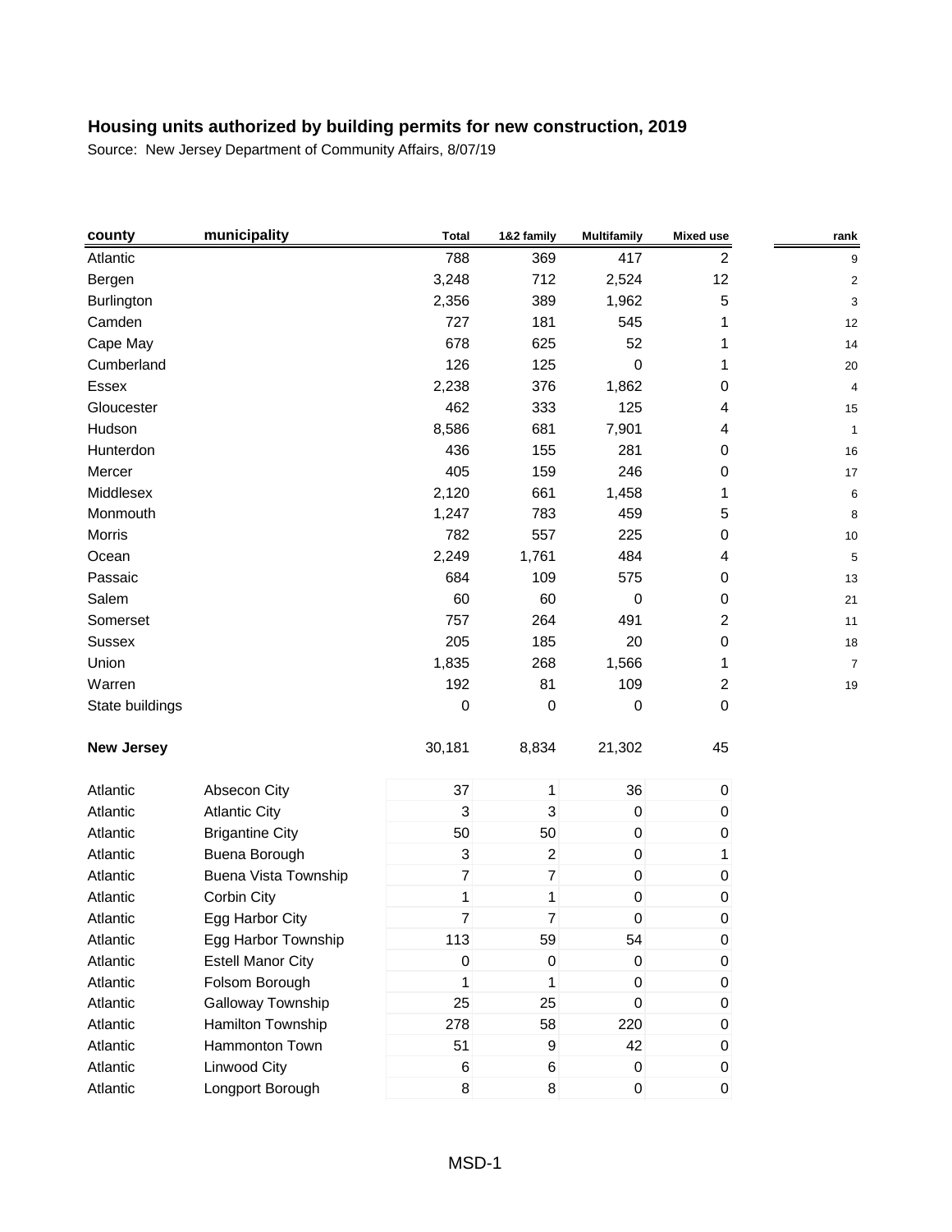## Housing units authorized by building permits for new construction, 2019

Source: New Jersey Department of Community Affairs, 8/07/19

| county | municipality | Total | 1&2 family | Multifamily | Mixed use | rank |
|---|---|---|---|---|---|---|
| Atlantic | | 788 | 369 | 417 | 2 | 9 |
| Bergen | | 3,248 | 712 | 2,524 | 12 | 2 |
| Burlington | | 2,356 | 389 | 1,962 | 5 | 3 |
| Camden | | 727 | 181 | 545 | 1 | 12 |
| Cape May | | 678 | 625 | 52 | 1 | 14 |
| Cumberland | | 126 | 125 | 0 | 1 | 20 |
| Essex | | 2,238 | 376 | 1,862 | 0 | 4 |
| Gloucester | | 462 | 333 | 125 | 4 | 15 |
| Hudson | | 8,586 | 681 | 7,901 | 4 | 1 |
| Hunterdon | | 436 | 155 | 281 | 0 | 16 |
| Mercer | | 405 | 159 | 246 | 0 | 17 |
| Middlesex | | 2,120 | 661 | 1,458 | 1 | 6 |
| Monmouth | | 1,247 | 783 | 459 | 5 | 8 |
| Morris | | 782 | 557 | 225 | 0 | 10 |
| Ocean | | 2,249 | 1,761 | 484 | 4 | 5 |
| Passaic | | 684 | 109 | 575 | 0 | 13 |
| Salem | | 60 | 60 | 0 | 0 | 21 |
| Somerset | | 757 | 264 | 491 | 2 | 11 |
| Sussex | | 205 | 185 | 20 | 0 | 18 |
| Union | | 1,835 | 268 | 1,566 | 1 | 7 |
| Warren | | 192 | 81 | 109 | 2 | 19 |
| State buildings | | 0 | 0 | 0 | 0 | |
| **New Jersey** | | 30,181 | 8,834 | 21,302 | 45 | |
| Atlantic | Absecon City | 37 | 1 | 36 | 0 | |
| Atlantic | Atlantic City | 3 | 3 | 0 | 0 | |
| Atlantic | Brigantine City | 50 | 50 | 0 | 0 | |
| Atlantic | Buena Borough | 3 | 2 | 0 | 1 | |
| Atlantic | Buena Vista Township | 7 | 7 | 0 | 0 | |
| Atlantic | Corbin City | 1 | 1 | 0 | 0 | |
| Atlantic | Egg Harbor City | 7 | 7 | 0 | 0 | |
| Atlantic | Egg Harbor Township | 113 | 59 | 54 | 0 | |
| Atlantic | Estell Manor City | 0 | 0 | 0 | 0 | |
| Atlantic | Folsom Borough | 1 | 1 | 0 | 0 | |
| Atlantic | Galloway Township | 25 | 25 | 0 | 0 | |
| Atlantic | Hamilton Township | 278 | 58 | 220 | 0 | |
| Atlantic | Hammonton Town | 51 | 9 | 42 | 0 | |
| Atlantic | Linwood City | 6 | 6 | 0 | 0 | |
| Atlantic | Longport Borough | 8 | 8 | 0 | 0 | |

MSD-1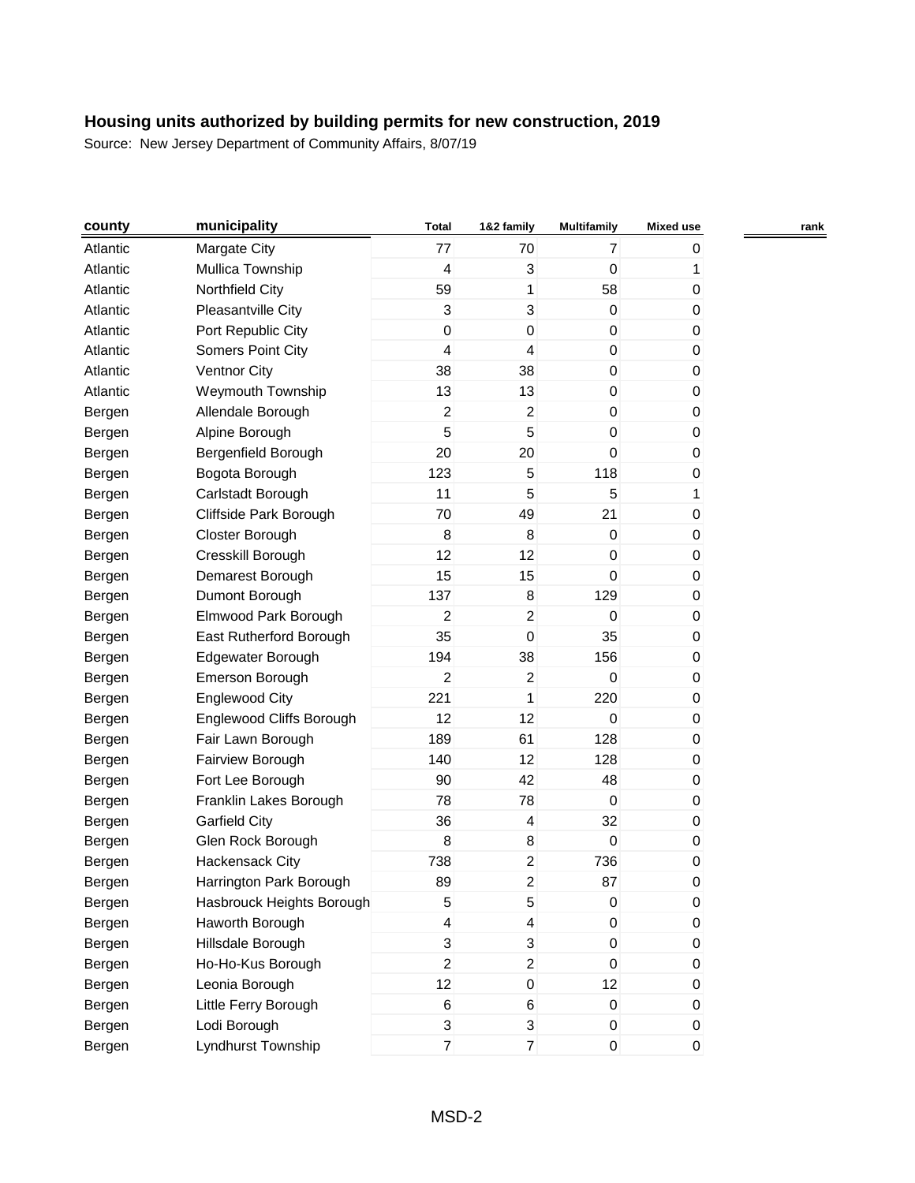**Housing units authorized by building permits for new construction, 2019**

Source: New Jersey Department of Community Affairs, 8/07/19

| county | municipality | Total | 1&2 family | Multifamily | Mixed use | rank |
|---|---|---|---|---|---|---|
| Atlantic | Margate City | 77 | 70 | 7 | 0 | |
| Atlantic | Mullica Township | 4 | 3 | 0 | 1 | |
| Atlantic | Northfield City | 59 | 1 | 58 | 0 | |
| Atlantic | Pleasantville City | 3 | 3 | 0 | 0 | |
| Atlantic | Port Republic City | 0 | 0 | 0 | 0 | |
| Atlantic | Somers Point City | 4 | 4 | 0 | 0 | |
| Atlantic | Ventnor City | 38 | 38 | 0 | 0 | |
| Atlantic | Weymouth Township | 13 | 13 | 0 | 0 | |
| Bergen | Allendale Borough | 2 | 2 | 0 | 0 | |
| Bergen | Alpine Borough | 5 | 5 | 0 | 0 | |
| Bergen | Bergenfield Borough | 20 | 20 | 0 | 0 | |
| Bergen | Bogota Borough | 123 | 5 | 118 | 0 | |
| Bergen | Carlstadt Borough | 11 | 5 | 5 | 1 | |
| Bergen | Cliffside Park Borough | 70 | 49 | 21 | 0 | |
| Bergen | Closter Borough | 8 | 8 | 0 | 0 | |
| Bergen | Cresskill Borough | 12 | 12 | 0 | 0 | |
| Bergen | Demarest Borough | 15 | 15 | 0 | 0 | |
| Bergen | Dumont Borough | 137 | 8 | 129 | 0 | |
| Bergen | Elmwood Park Borough | 2 | 2 | 0 | 0 | |
| Bergen | East Rutherford Borough | 35 | 0 | 35 | 0 | |
| Bergen | Edgewater Borough | 194 | 38 | 156 | 0 | |
| Bergen | Emerson Borough | 2 | 2 | 0 | 0 | |
| Bergen | Englewood City | 221 | 1 | 220 | 0 | |
| Bergen | Englewood Cliffs Borough | 12 | 12 | 0 | 0 | |
| Bergen | Fair Lawn Borough | 189 | 61 | 128 | 0 | |
| Bergen | Fairview Borough | 140 | 12 | 128 | 0 | |
| Bergen | Fort Lee Borough | 90 | 42 | 48 | 0 | |
| Bergen | Franklin Lakes Borough | 78 | 78 | 0 | 0 | |
| Bergen | Garfield City | 36 | 4 | 32 | 0 | |
| Bergen | Glen Rock Borough | 8 | 8 | 0 | 0 | |
| Bergen | Hackensack City | 738 | 2 | 736 | 0 | |
| Bergen | Harrington Park Borough | 89 | 2 | 87 | 0 | |
| Bergen | Hasbrouck Heights Borough | 5 | 5 | 0 | 0 | |
| Bergen | Haworth Borough | 4 | 4 | 0 | 0 | |
| Bergen | Hillsdale Borough | 3 | 3 | 0 | 0 | |
| Bergen | Ho-Ho-Kus Borough | 2 | 2 | 0 | 0 | |
| Bergen | Leonia Borough | 12 | 0 | 12 | 0 | |
| Bergen | Little Ferry Borough | 6 | 6 | 0 | 0 | |
| Bergen | Lodi Borough | 3 | 3 | 0 | 0 | |
| Bergen | Lyndhurst Township | 7 | 7 | 0 | 0 | |

MSD-2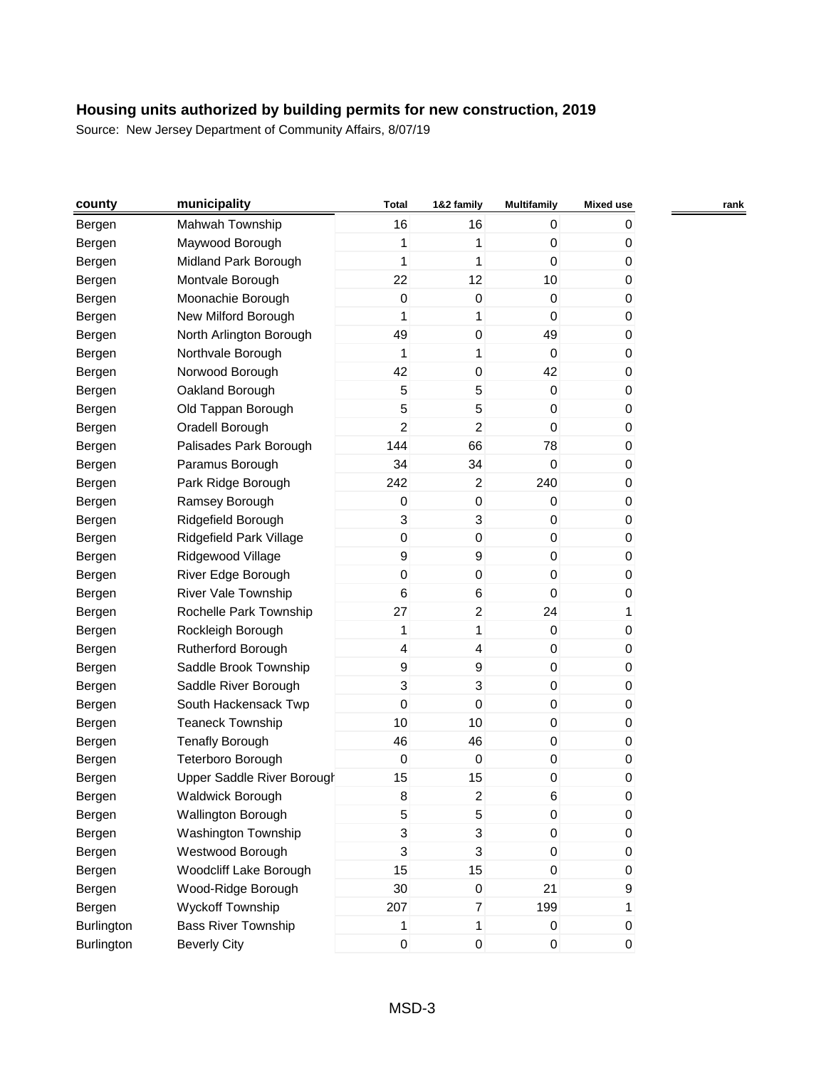## Housing units authorized by building permits for new construction, 2019

Source: New Jersey Department of Community Affairs, 8/07/19

| county | municipality | Total | 1&2 family | Multifamily | Mixed use | rank |
|---|---|---|---|---|---|---|
| Bergen | Mahwah Township | 16 | 16 | 0 | 0 | |
| Bergen | Maywood Borough | 1 | 1 | 0 | 0 | |
| Bergen | Midland Park Borough | 1 | 1 | 0 | 0 | |
| Bergen | Montvale Borough | 22 | 12 | 10 | 0 | |
| Bergen | Moonachie Borough | 0 | 0 | 0 | 0 | |
| Bergen | New Milford Borough | 1 | 1 | 0 | 0 | |
| Bergen | North Arlington Borough | 49 | 0 | 49 | 0 | |
| Bergen | Northvale Borough | 1 | 1 | 0 | 0 | |
| Bergen | Norwood Borough | 42 | 0 | 42 | 0 | |
| Bergen | Oakland Borough | 5 | 5 | 0 | 0 | |
| Bergen | Old Tappan Borough | 5 | 5 | 0 | 0 | |
| Bergen | Oradell Borough | 2 | 2 | 0 | 0 | |
| Bergen | Palisades Park Borough | 144 | 66 | 78 | 0 | |
| Bergen | Paramus Borough | 34 | 34 | 0 | 0 | |
| Bergen | Park Ridge Borough | 242 | 2 | 240 | 0 | |
| Bergen | Ramsey Borough | 0 | 0 | 0 | 0 | |
| Bergen | Ridgefield Borough | 3 | 3 | 0 | 0 | |
| Bergen | Ridgefield Park Village | 0 | 0 | 0 | 0 | |
| Bergen | Ridgewood Village | 9 | 9 | 0 | 0 | |
| Bergen | River Edge Borough | 0 | 0 | 0 | 0 | |
| Bergen | River Vale Township | 6 | 6 | 0 | 0 | |
| Bergen | Rochelle Park Township | 27 | 2 | 24 | 1 | |
| Bergen | Rockleigh Borough | 1 | 1 | 0 | 0 | |
| Bergen | Rutherford Borough | 4 | 4 | 0 | 0 | |
| Bergen | Saddle Brook Township | 9 | 9 | 0 | 0 | |
| Bergen | Saddle River Borough | 3 | 3 | 0 | 0 | |
| Bergen | South Hackensack Twp | 0 | 0 | 0 | 0 | |
| Bergen | Teaneck Township | 10 | 10 | 0 | 0 | |
| Bergen | Tenafly Borough | 46 | 46 | 0 | 0 | |
| Bergen | Teterboro Borough | 0 | 0 | 0 | 0 | |
| Bergen | Upper Saddle River Borough | 15 | 15 | 0 | 0 | |
| Bergen | Waldwick Borough | 8 | 2 | 6 | 0 | |
| Bergen | Wallington Borough | 5 | 5 | 0 | 0 | |
| Bergen | Washington Township | 3 | 3 | 0 | 0 | |
| Bergen | Westwood Borough | 3 | 3 | 0 | 0 | |
| Bergen | Woodcliff Lake Borough | 15 | 15 | 0 | 0 | |
| Bergen | Wood-Ridge Borough | 30 | 0 | 21 | 9 | |
| Bergen | Wyckoff Township | 207 | 7 | 199 | 1 | |
| Burlington | Bass River Township | 1 | 1 | 0 | 0 | |
| Burlington | Beverly City | 0 | 0 | 0 | 0 | |

MSD-3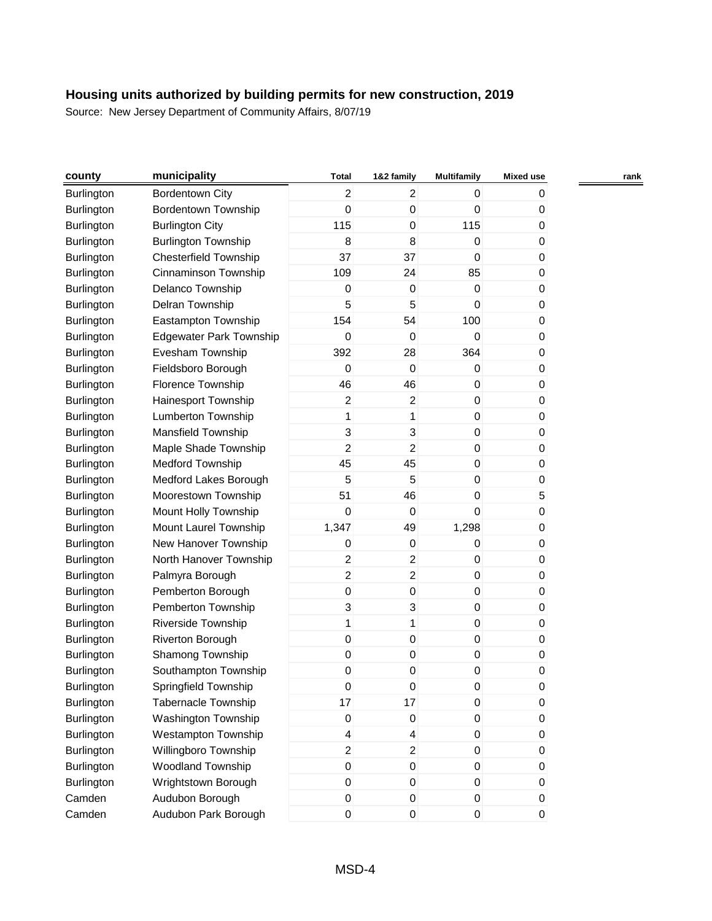## Housing units authorized by building permits for new construction, 2019

Source: New Jersey Department of Community Affairs, 8/07/19

| county | municipality | Total | 1&2 family | Multifamily | Mixed use | rank |
|---|---|---|---|---|---|---|
| Burlington | Bordentown City | 2 | 2 | 0 | 0 | |
| Burlington | Bordentown Township | 0 | 0 | 0 | 0 | |
| Burlington | Burlington City | 115 | 0 | 115 | 0 | |
| Burlington | Burlington Township | 8 | 8 | 0 | 0 | |
| Burlington | Chesterfield Township | 37 | 37 | 0 | 0 | |
| Burlington | Cinnaminson Township | 109 | 24 | 85 | 0 | |
| Burlington | Delanco Township | 0 | 0 | 0 | 0 | |
| Burlington | Delran Township | 5 | 5 | 0 | 0 | |
| Burlington | Eastampton Township | 154 | 54 | 100 | 0 | |
| Burlington | Edgewater Park Township | 0 | 0 | 0 | 0 | |
| Burlington | Evesham Township | 392 | 28 | 364 | 0 | |
| Burlington | Fieldsboro Borough | 0 | 0 | 0 | 0 | |
| Burlington | Florence Township | 46 | 46 | 0 | 0 | |
| Burlington | Hainesport Township | 2 | 2 | 0 | 0 | |
| Burlington | Lumberton Township | 1 | 1 | 0 | 0 | |
| Burlington | Mansfield Township | 3 | 3 | 0 | 0 | |
| Burlington | Maple Shade Township | 2 | 2 | 0 | 0 | |
| Burlington | Medford Township | 45 | 45 | 0 | 0 | |
| Burlington | Medford Lakes Borough | 5 | 5 | 0 | 0 | |
| Burlington | Moorestown Township | 51 | 46 | 0 | 5 | |
| Burlington | Mount Holly Township | 0 | 0 | 0 | 0 | |
| Burlington | Mount Laurel Township | 1,347 | 49 | 1,298 | 0 | |
| Burlington | New Hanover Township | 0 | 0 | 0 | 0 | |
| Burlington | North Hanover Township | 2 | 2 | 0 | 0 | |
| Burlington | Palmyra Borough | 2 | 2 | 0 | 0 | |
| Burlington | Pemberton Borough | 0 | 0 | 0 | 0 | |
| Burlington | Pemberton Township | 3 | 3 | 0 | 0 | |
| Burlington | Riverside Township | 1 | 1 | 0 | 0 | |
| Burlington | Riverton Borough | 0 | 0 | 0 | 0 | |
| Burlington | Shamong Township | 0 | 0 | 0 | 0 | |
| Burlington | Southampton Township | 0 | 0 | 0 | 0 | |
| Burlington | Springfield Township | 0 | 0 | 0 | 0 | |
| Burlington | Tabernacle Township | 17 | 17 | 0 | 0 | |
| Burlington | Washington Township | 0 | 0 | 0 | 0 | |
| Burlington | Westampton Township | 4 | 4 | 0 | 0 | |
| Burlington | Willingboro Township | 2 | 2 | 0 | 0 | |
| Burlington | Woodland Township | 0 | 0 | 0 | 0 | |
| Burlington | Wrightstown Borough | 0 | 0 | 0 | 0 | |
| Camden | Audubon Borough | 0 | 0 | 0 | 0 | |
| Camden | Audubon Park Borough | 0 | 0 | 0 | 0 | |

MSD-4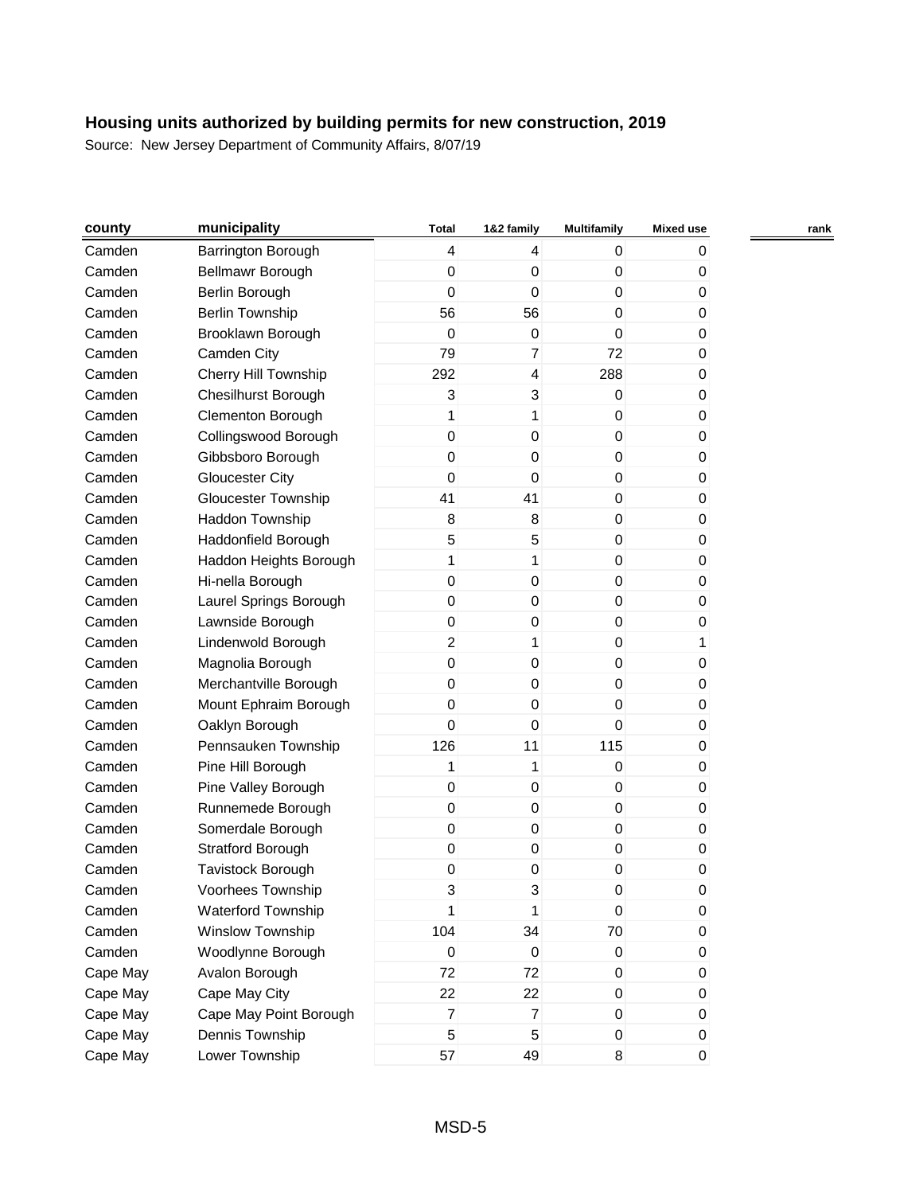## Housing units authorized by building permits for new construction, 2019

Source: New Jersey Department of Community Affairs, 8/07/19

| county | municipality | Total | 1&2 family | Multifamily | Mixed use | rank |
|---|---|---|---|---|---|---|
| Camden | Barrington Borough | 4 | 4 | 0 | 0 | |
| Camden | Bellmawr Borough | 0 | 0 | 0 | 0 | |
| Camden | Berlin Borough | 0 | 0 | 0 | 0 | |
| Camden | Berlin Township | 56 | 56 | 0 | 0 | |
| Camden | Brooklawn Borough | 0 | 0 | 0 | 0 | |
| Camden | Camden City | 79 | 7 | 72 | 0 | |
| Camden | Cherry Hill Township | 292 | 4 | 288 | 0 | |
| Camden | Chesilhurst Borough | 3 | 3 | 0 | 0 | |
| Camden | Clementon Borough | 1 | 1 | 0 | 0 | |
| Camden | Collingswood Borough | 0 | 0 | 0 | 0 | |
| Camden | Gibbsboro Borough | 0 | 0 | 0 | 0 | |
| Camden | Gloucester City | 0 | 0 | 0 | 0 | |
| Camden | Gloucester Township | 41 | 41 | 0 | 0 | |
| Camden | Haddon Township | 8 | 8 | 0 | 0 | |
| Camden | Haddonfield Borough | 5 | 5 | 0 | 0 | |
| Camden | Haddon Heights Borough | 1 | 1 | 0 | 0 | |
| Camden | Hi-nella Borough | 0 | 0 | 0 | 0 | |
| Camden | Laurel Springs Borough | 0 | 0 | 0 | 0 | |
| Camden | Lawnside Borough | 0 | 0 | 0 | 0 | |
| Camden | Lindenwold Borough | 2 | 1 | 0 | 1 | |
| Camden | Magnolia Borough | 0 | 0 | 0 | 0 | |
| Camden | Merchantville Borough | 0 | 0 | 0 | 0 | |
| Camden | Mount Ephraim Borough | 0 | 0 | 0 | 0 | |
| Camden | Oaklyn Borough | 0 | 0 | 0 | 0 | |
| Camden | Pennsauken Township | 126 | 11 | 115 | 0 | |
| Camden | Pine Hill Borough | 1 | 1 | 0 | 0 | |
| Camden | Pine Valley Borough | 0 | 0 | 0 | 0 | |
| Camden | Runnemede Borough | 0 | 0 | 0 | 0 | |
| Camden | Somerdale Borough | 0 | 0 | 0 | 0 | |
| Camden | Stratford Borough | 0 | 0 | 0 | 0 | |
| Camden | Tavistock Borough | 0 | 0 | 0 | 0 | |
| Camden | Voorhees Township | 3 | 3 | 0 | 0 | |
| Camden | Waterford Township | 1 | 1 | 0 | 0 | |
| Camden | Winslow Township | 104 | 34 | 70 | 0 | |
| Camden | Woodlynne Borough | 0 | 0 | 0 | 0 | |
| Cape May | Avalon Borough | 72 | 72 | 0 | 0 | |
| Cape May | Cape May City | 22 | 22 | 0 | 0 | |
| Cape May | Cape May Point Borough | 7 | 7 | 0 | 0 | |
| Cape May | Dennis Township | 5 | 5 | 0 | 0 | |
| Cape May | Lower Township | 57 | 49 | 8 | 0 | |

MSD-5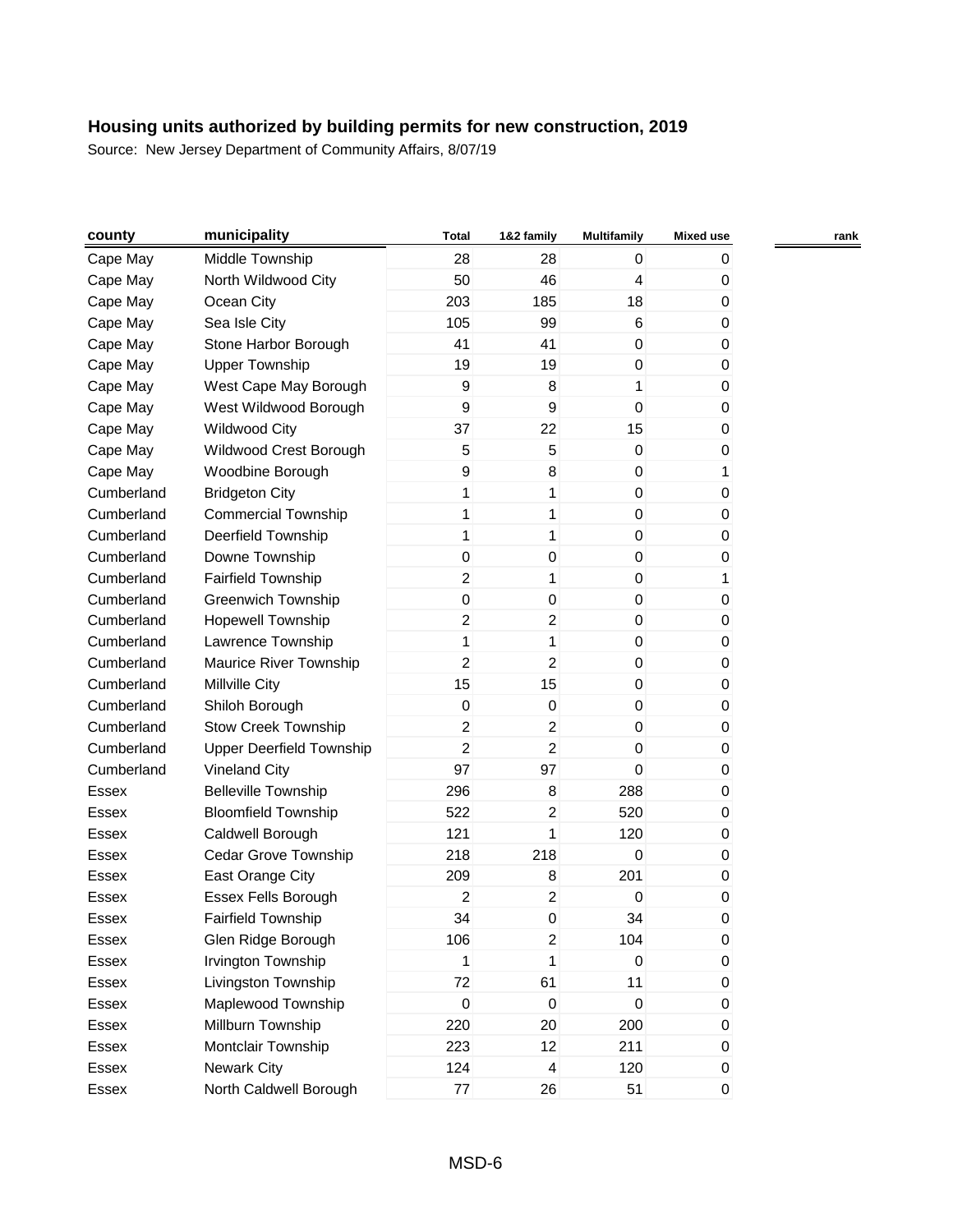## Housing units authorized by building permits for new construction, 2019

Source: New Jersey Department of Community Affairs, 8/07/19

| county | municipality | Total | 1&2 family | Multifamily | Mixed use | rank |
|---|---|---|---|---|---|---|
| Cape May | Middle Township | 28 | 28 | 0 | 0 | |
| Cape May | North Wildwood City | 50 | 46 | 4 | 0 | |
| Cape May | Ocean City | 203 | 185 | 18 | 0 | |
| Cape May | Sea Isle City | 105 | 99 | 6 | 0 | |
| Cape May | Stone Harbor Borough | 41 | 41 | 0 | 0 | |
| Cape May | Upper Township | 19 | 19 | 0 | 0 | |
| Cape May | West Cape May Borough | 9 | 8 | 1 | 0 | |
| Cape May | West Wildwood Borough | 9 | 9 | 0 | 0 | |
| Cape May | Wildwood City | 37 | 22 | 15 | 0 | |
| Cape May | Wildwood Crest Borough | 5 | 5 | 0 | 0 | |
| Cape May | Woodbine Borough | 9 | 8 | 0 | 1 | |
| Cumberland | Bridgeton City | 1 | 1 | 0 | 0 | |
| Cumberland | Commercial Township | 1 | 1 | 0 | 0 | |
| Cumberland | Deerfield Township | 1 | 1 | 0 | 0 | |
| Cumberland | Downe Township | 0 | 0 | 0 | 0 | |
| Cumberland | Fairfield Township | 2 | 1 | 0 | 1 | |
| Cumberland | Greenwich Township | 0 | 0 | 0 | 0 | |
| Cumberland | Hopewell Township | 2 | 2 | 0 | 0 | |
| Cumberland | Lawrence Township | 1 | 1 | 0 | 0 | |
| Cumberland | Maurice River Township | 2 | 2 | 0 | 0 | |
| Cumberland | Millville City | 15 | 15 | 0 | 0 | |
| Cumberland | Shiloh Borough | 0 | 0 | 0 | 0 | |
| Cumberland | Stow Creek Township | 2 | 2 | 0 | 0 | |
| Cumberland | Upper Deerfield Township | 2 | 2 | 0 | 0 | |
| Cumberland | Vineland City | 97 | 97 | 0 | 0 | |
| Essex | Belleville Township | 296 | 8 | 288 | 0 | |
| Essex | Bloomfield Township | 522 | 2 | 520 | 0 | |
| Essex | Caldwell Borough | 121 | 1 | 120 | 0 | |
| Essex | Cedar Grove Township | 218 | 218 | 0 | 0 | |
| Essex | East Orange City | 209 | 8 | 201 | 0 | |
| Essex | Essex Fells Borough | 2 | 2 | 0 | 0 | |
| Essex | Fairfield Township | 34 | 0 | 34 | 0 | |
| Essex | Glen Ridge Borough | 106 | 2 | 104 | 0 | |
| Essex | Irvington Township | 1 | 1 | 0 | 0 | |
| Essex | Livingston Township | 72 | 61 | 11 | 0 | |
| Essex | Maplewood Township | 0 | 0 | 0 | 0 | |
| Essex | Millburn Township | 220 | 20 | 200 | 0 | |
| Essex | Montclair Township | 223 | 12 | 211 | 0 | |
| Essex | Newark City | 124 | 4 | 120 | 0 | |
| Essex | North Caldwell Borough | 77 | 26 | 51 | 0 | |

MSD-6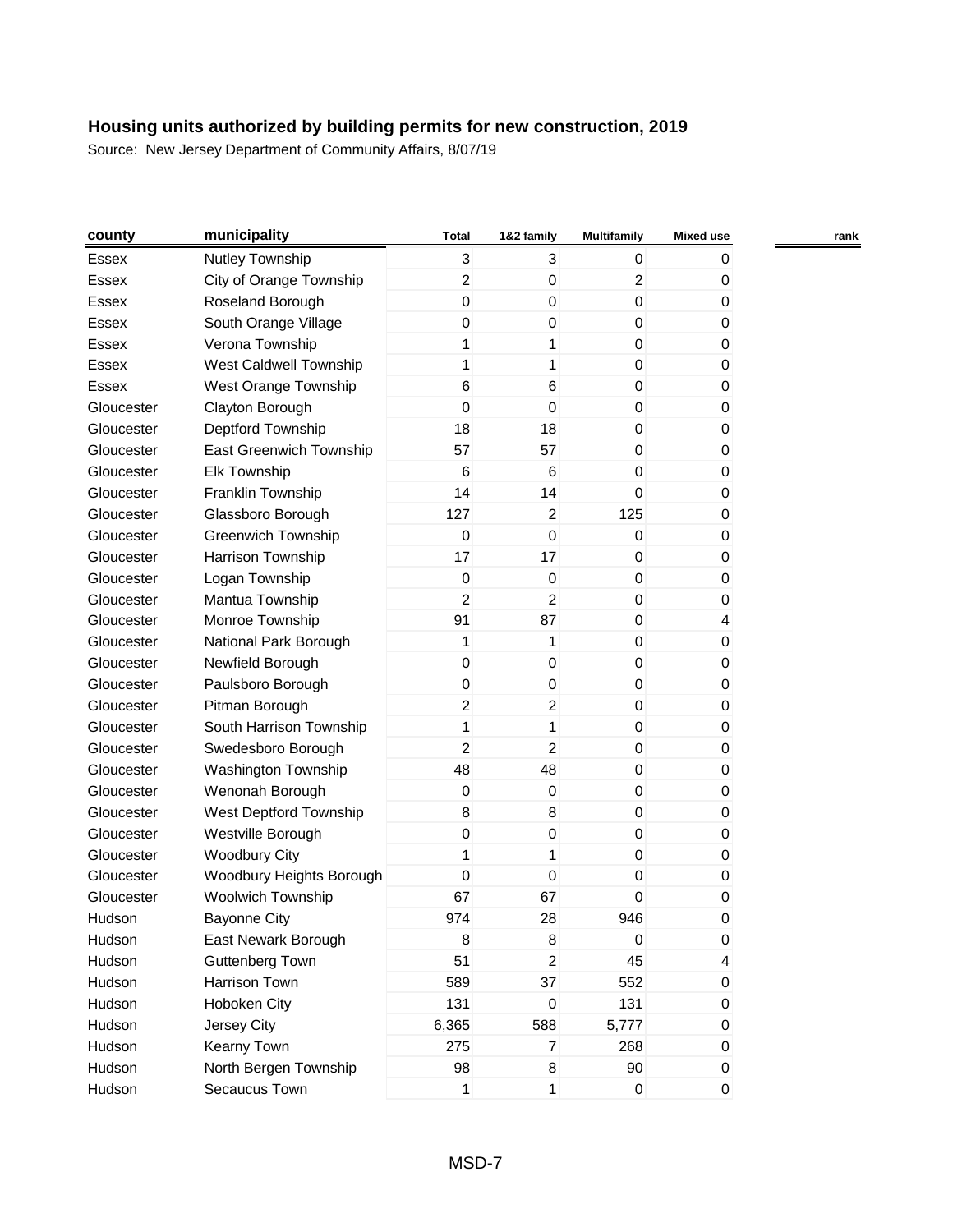# Housing units authorized by building permits for new construction, 2019

Source: New Jersey Department of Community Affairs, 8/07/19

| county | municipality | Total | 1&2 family | Multifamily | Mixed use | rank |
|---|---|---|---|---|---|---|
| Essex | Nutley Township | 3 | 3 | 0 | 0 | |
| Essex | City of Orange Township | 2 | 0 | 2 | 0 | |
| Essex | Roseland Borough | 0 | 0 | 0 | 0 | |
| Essex | South Orange Village | 0 | 0 | 0 | 0 | |
| Essex | Verona Township | 1 | 1 | 0 | 0 | |
| Essex | West Caldwell Township | 1 | 1 | 0 | 0 | |
| Essex | West Orange Township | 6 | 6 | 0 | 0 | |
| Gloucester | Clayton Borough | 0 | 0 | 0 | 0 | |
| Gloucester | Deptford Township | 18 | 18 | 0 | 0 | |
| Gloucester | East Greenwich Township | 57 | 57 | 0 | 0 | |
| Gloucester | Elk Township | 6 | 6 | 0 | 0 | |
| Gloucester | Franklin Township | 14 | 14 | 0 | 0 | |
| Gloucester | Glassboro Borough | 127 | 2 | 125 | 0 | |
| Gloucester | Greenwich Township | 0 | 0 | 0 | 0 | |
| Gloucester | Harrison Township | 17 | 17 | 0 | 0 | |
| Gloucester | Logan Township | 0 | 0 | 0 | 0 | |
| Gloucester | Mantua Township | 2 | 2 | 0 | 0 | |
| Gloucester | Monroe Township | 91 | 87 | 0 | 4 | |
| Gloucester | National Park Borough | 1 | 1 | 0 | 0 | |
| Gloucester | Newfield Borough | 0 | 0 | 0 | 0 | |
| Gloucester | Paulsboro Borough | 0 | 0 | 0 | 0 | |
| Gloucester | Pitman Borough | 2 | 2 | 0 | 0 | |
| Gloucester | South Harrison Township | 1 | 1 | 0 | 0 | |
| Gloucester | Swedesboro Borough | 2 | 2 | 0 | 0 | |
| Gloucester | Washington Township | 48 | 48 | 0 | 0 | |
| Gloucester | Wenonah Borough | 0 | 0 | 0 | 0 | |
| Gloucester | West Deptford Township | 8 | 8 | 0 | 0 | |
| Gloucester | Westville Borough | 0 | 0 | 0 | 0 | |
| Gloucester | Woodbury City | 1 | 1 | 0 | 0 | |
| Gloucester | Woodbury Heights Borough | 0 | 0 | 0 | 0 | |
| Gloucester | Woolwich Township | 67 | 67 | 0 | 0 | |
| Hudson | Bayonne City | 974 | 28 | 946 | 0 | |
| Hudson | East Newark Borough | 8 | 8 | 0 | 0 | |
| Hudson | Guttenberg Town | 51 | 2 | 45 | 4 | |
| Hudson | Harrison Town | 589 | 37 | 552 | 0 | |
| Hudson | Hoboken City | 131 | 0 | 131 | 0 | |
| Hudson | Jersey City | 6,365 | 588 | 5,777 | 0 | |
| Hudson | Kearny Town | 275 | 7 | 268 | 0 | |
| Hudson | North Bergen Township | 98 | 8 | 90 | 0 | |
| Hudson | Secaucus Town | 1 | 1 | 0 | 0 | |

MSD-7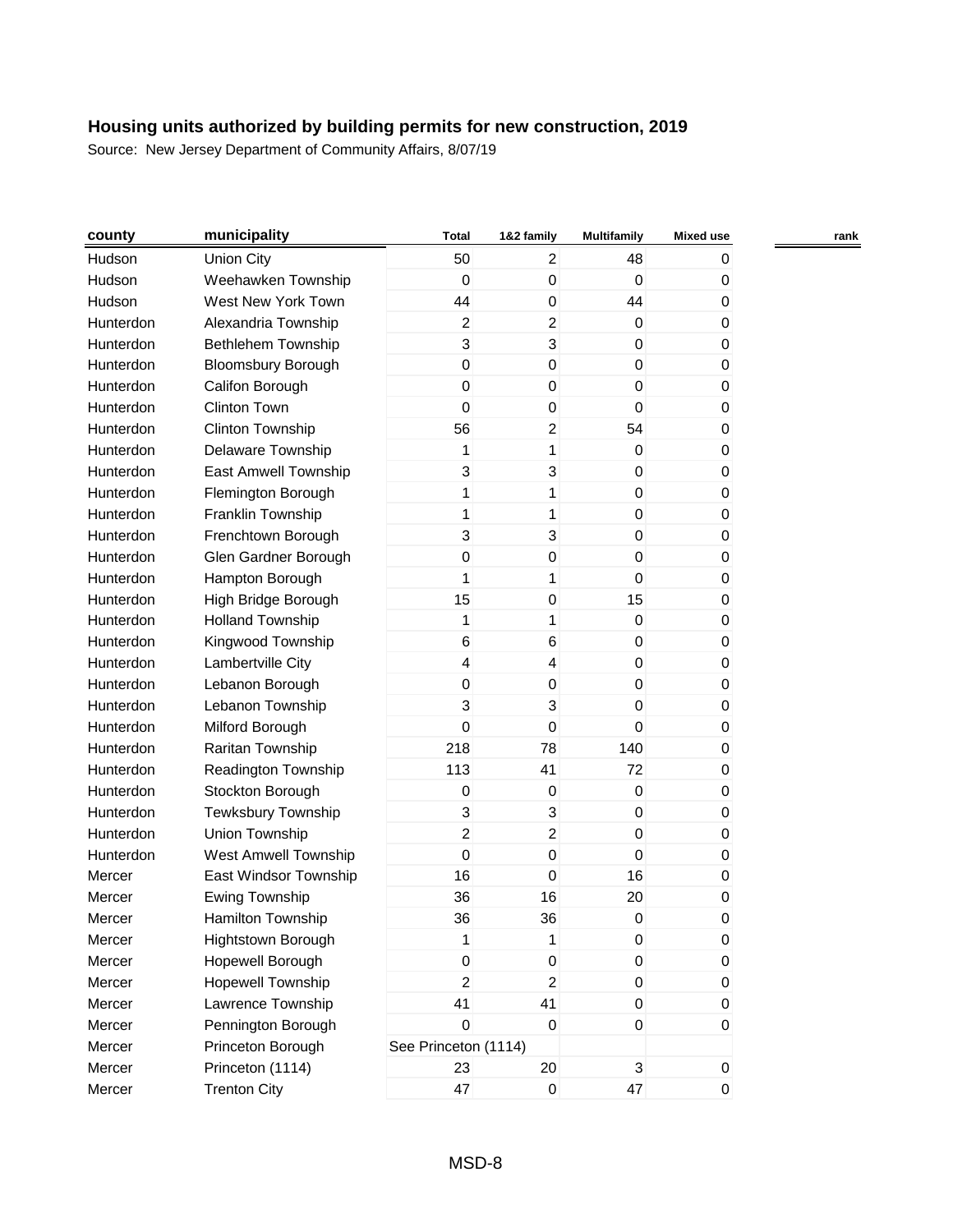# Housing units authorized by building permits for new construction, 2019

Source: New Jersey Department of Community Affairs, 8/07/19

| county | municipality | Total | 1&2 family | Multifamily | Mixed use | rank |
|---|---|---|---|---|---|---|
| Hudson | Union City | 50 | 2 | 48 | 0 | |
| Hudson | Weehawken Township | 0 | 0 | 0 | 0 | |
| Hudson | West New York Town | 44 | 0 | 44 | 0 | |
| Hunterdon | Alexandria Township | 2 | 2 | 0 | 0 | |
| Hunterdon | Bethlehem Township | 3 | 3 | 0 | 0 | |
| Hunterdon | Bloomsbury Borough | 0 | 0 | 0 | 0 | |
| Hunterdon | Califon Borough | 0 | 0 | 0 | 0 | |
| Hunterdon | Clinton Town | 0 | 0 | 0 | 0 | |
| Hunterdon | Clinton Township | 56 | 2 | 54 | 0 | |
| Hunterdon | Delaware Township | 1 | 1 | 0 | 0 | |
| Hunterdon | East Amwell Township | 3 | 3 | 0 | 0 | |
| Hunterdon | Flemington Borough | 1 | 1 | 0 | 0 | |
| Hunterdon | Franklin Township | 1 | 1 | 0 | 0 | |
| Hunterdon | Frenchtown Borough | 3 | 3 | 0 | 0 | |
| Hunterdon | Glen Gardner Borough | 0 | 0 | 0 | 0 | |
| Hunterdon | Hampton Borough | 1 | 1 | 0 | 0 | |
| Hunterdon | High Bridge Borough | 15 | 0 | 15 | 0 | |
| Hunterdon | Holland Township | 1 | 1 | 0 | 0 | |
| Hunterdon | Kingwood Township | 6 | 6 | 0 | 0 | |
| Hunterdon | Lambertville City | 4 | 4 | 0 | 0 | |
| Hunterdon | Lebanon Borough | 0 | 0 | 0 | 0 | |
| Hunterdon | Lebanon Township | 3 | 3 | 0 | 0 | |
| Hunterdon | Milford Borough | 0 | 0 | 0 | 0 | |
| Hunterdon | Raritan Township | 218 | 78 | 140 | 0 | |
| Hunterdon | Readington Township | 113 | 41 | 72 | 0 | |
| Hunterdon | Stockton Borough | 0 | 0 | 0 | 0 | |
| Hunterdon | Tewksbury Township | 3 | 3 | 0 | 0 | |
| Hunterdon | Union Township | 2 | 2 | 0 | 0 | |
| Hunterdon | West Amwell Township | 0 | 0 | 0 | 0 | |
| Mercer | East Windsor Township | 16 | 0 | 16 | 0 | |
| Mercer | Ewing Township | 36 | 16 | 20 | 0 | |
| Mercer | Hamilton Township | 36 | 36 | 0 | 0 | |
| Mercer | Hightstown Borough | 1 | 1 | 0 | 0 | |
| Mercer | Hopewell Borough | 0 | 0 | 0 | 0 | |
| Mercer | Hopewell Township | 2 | 2 | 0 | 0 | |
| Mercer | Lawrence Township | 41 | 41 | 0 | 0 | |
| Mercer | Pennington Borough | 0 | 0 | 0 | 0 | |
| Mercer | Princeton Borough | See Princeton (1114) | | | | |
| Mercer | Princeton (1114) | 23 | 20 | 3 | 0 | |
| Mercer | Trenton City | 47 | 0 | 47 | 0 | |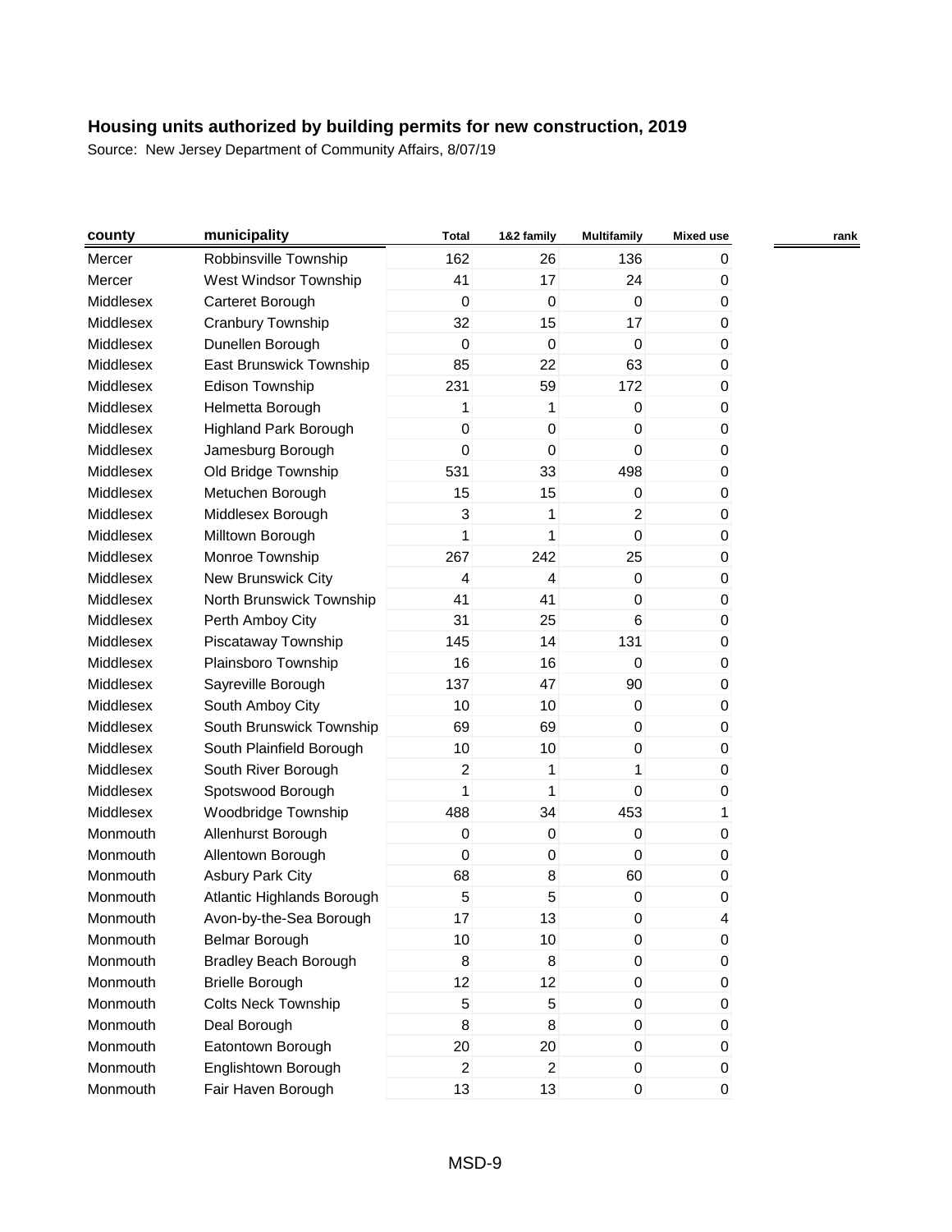## Housing units authorized by building permits for new construction, 2019

Source: New Jersey Department of Community Affairs, 8/07/19

| county | municipality | Total | 1&2 family | Multifamily | Mixed use | rank |
|---|---|---|---|---|---|---|
| Mercer | Robbinsville Township | 162 | 26 | 136 | 0 | |
| Mercer | West Windsor Township | 41 | 17 | 24 | 0 | |
| Middlesex | Carteret Borough | 0 | 0 | 0 | 0 | |
| Middlesex | Cranbury Township | 32 | 15 | 17 | 0 | |
| Middlesex | Dunellen Borough | 0 | 0 | 0 | 0 | |
| Middlesex | East Brunswick Township | 85 | 22 | 63 | 0 | |
| Middlesex | Edison Township | 231 | 59 | 172 | 0 | |
| Middlesex | Helmetta Borough | 1 | 1 | 0 | 0 | |
| Middlesex | Highland Park Borough | 0 | 0 | 0 | 0 | |
| Middlesex | Jamesburg Borough | 0 | 0 | 0 | 0 | |
| Middlesex | Old Bridge Township | 531 | 33 | 498 | 0 | |
| Middlesex | Metuchen Borough | 15 | 15 | 0 | 0 | |
| Middlesex | Middlesex Borough | 3 | 1 | 2 | 0 | |
| Middlesex | Milltown Borough | 1 | 1 | 0 | 0 | |
| Middlesex | Monroe Township | 267 | 242 | 25 | 0 | |
| Middlesex | New Brunswick City | 4 | 4 | 0 | 0 | |
| Middlesex | North Brunswick Township | 41 | 41 | 0 | 0 | |
| Middlesex | Perth Amboy City | 31 | 25 | 6 | 0 | |
| Middlesex | Piscataway Township | 145 | 14 | 131 | 0 | |
| Middlesex | Plainsboro Township | 16 | 16 | 0 | 0 | |
| Middlesex | Sayreville Borough | 137 | 47 | 90 | 0 | |
| Middlesex | South Amboy City | 10 | 10 | 0 | 0 | |
| Middlesex | South Brunswick Township | 69 | 69 | 0 | 0 | |
| Middlesex | South Plainfield Borough | 10 | 10 | 0 | 0 | |
| Middlesex | South River Borough | 2 | 1 | 1 | 0 | |
| Middlesex | Spotswood Borough | 1 | 1 | 0 | 0 | |
| Middlesex | Woodbridge Township | 488 | 34 | 453 | 1 | |
| Monmouth | Allenhurst Borough | 0 | 0 | 0 | 0 | |
| Monmouth | Allentown Borough | 0 | 0 | 0 | 0 | |
| Monmouth | Asbury Park City | 68 | 8 | 60 | 0 | |
| Monmouth | Atlantic Highlands Borough | 5 | 5 | 0 | 0 | |
| Monmouth | Avon-by-the-Sea Borough | 17 | 13 | 0 | 4 | |
| Monmouth | Belmar Borough | 10 | 10 | 0 | 0 | |
| Monmouth | Bradley Beach Borough | 8 | 8 | 0 | 0 | |
| Monmouth | Brielle Borough | 12 | 12 | 0 | 0 | |
| Monmouth | Colts Neck Township | 5 | 5 | 0 | 0 | |
| Monmouth | Deal Borough | 8 | 8 | 0 | 0 | |
| Monmouth | Eatontown Borough | 20 | 20 | 0 | 0 | |
| Monmouth | Englishtown Borough | 2 | 2 | 0 | 0 | |
| Monmouth | Fair Haven Borough | 13 | 13 | 0 | 0 | |

MSD-9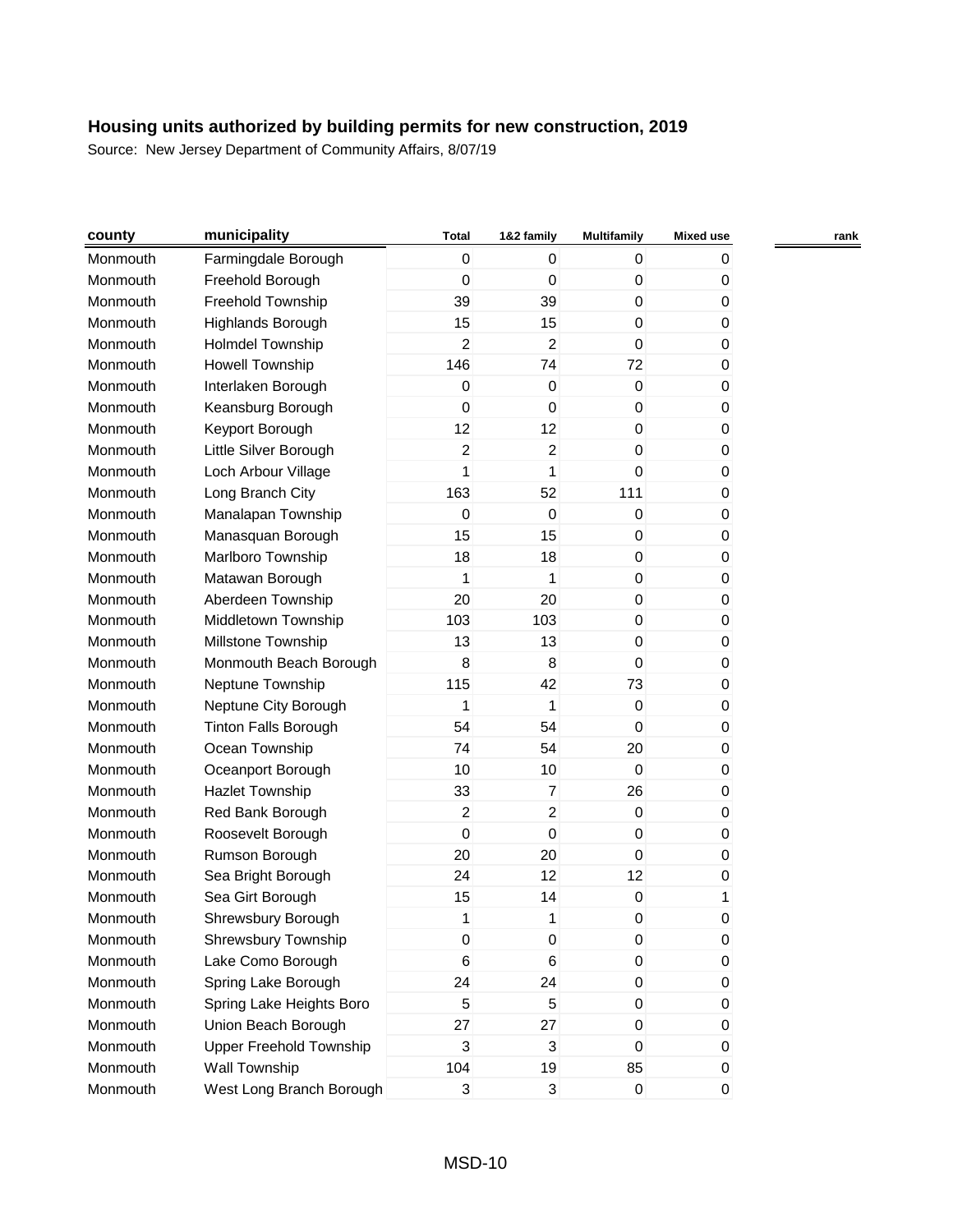# Housing units authorized by building permits for new construction, 2019

Source: New Jersey Department of Community Affairs, 8/07/19

| county | municipality | Total | 1&2 family | Multifamily | Mixed use | rank |
|---|---|---|---|---|---|---|
| Monmouth | Farmingdale Borough | 0 | 0 | 0 | 0 | |
| Monmouth | Freehold Borough | 0 | 0 | 0 | 0 | |
| Monmouth | Freehold Township | 39 | 39 | 0 | 0 | |
| Monmouth | Highlands Borough | 15 | 15 | 0 | 0 | |
| Monmouth | Holmdel Township | 2 | 2 | 0 | 0 | |
| Monmouth | Howell Township | 146 | 74 | 72 | 0 | |
| Monmouth | Interlaken Borough | 0 | 0 | 0 | 0 | |
| Monmouth | Keansburg Borough | 0 | 0 | 0 | 0 | |
| Monmouth | Keyport Borough | 12 | 12 | 0 | 0 | |
| Monmouth | Little Silver Borough | 2 | 2 | 0 | 0 | |
| Monmouth | Loch Arbour Village | 1 | 1 | 0 | 0 | |
| Monmouth | Long Branch City | 163 | 52 | 111 | 0 | |
| Monmouth | Manalapan Township | 0 | 0 | 0 | 0 | |
| Monmouth | Manasquan Borough | 15 | 15 | 0 | 0 | |
| Monmouth | Marlboro Township | 18 | 18 | 0 | 0 | |
| Monmouth | Matawan Borough | 1 | 1 | 0 | 0 | |
| Monmouth | Aberdeen Township | 20 | 20 | 0 | 0 | |
| Monmouth | Middletown Township | 103 | 103 | 0 | 0 | |
| Monmouth | Millstone Township | 13 | 13 | 0 | 0 | |
| Monmouth | Monmouth Beach Borough | 8 | 8 | 0 | 0 | |
| Monmouth | Neptune Township | 115 | 42 | 73 | 0 | |
| Monmouth | Neptune City Borough | 1 | 1 | 0 | 0 | |
| Monmouth | Tinton Falls Borough | 54 | 54 | 0 | 0 | |
| Monmouth | Ocean Township | 74 | 54 | 20 | 0 | |
| Monmouth | Oceanport Borough | 10 | 10 | 0 | 0 | |
| Monmouth | Hazlet Township | 33 | 7 | 26 | 0 | |
| Monmouth | Red Bank Borough | 2 | 2 | 0 | 0 | |
| Monmouth | Roosevelt Borough | 0 | 0 | 0 | 0 | |
| Monmouth | Rumson Borough | 20 | 20 | 0 | 0 | |
| Monmouth | Sea Bright Borough | 24 | 12 | 12 | 0 | |
| Monmouth | Sea Girt Borough | 15 | 14 | 0 | 1 | |
| Monmouth | Shrewsbury Borough | 1 | 1 | 0 | 0 | |
| Monmouth | Shrewsbury Township | 0 | 0 | 0 | 0 | |
| Monmouth | Lake Como Borough | 6 | 6 | 0 | 0 | |
| Monmouth | Spring Lake Borough | 24 | 24 | 0 | 0 | |
| Monmouth | Spring Lake Heights Boro | 5 | 5 | 0 | 0 | |
| Monmouth | Union Beach Borough | 27 | 27 | 0 | 0 | |
| Monmouth | Upper Freehold Township | 3 | 3 | 0 | 0 | |
| Monmouth | Wall Township | 104 | 19 | 85 | 0 | |
| Monmouth | West Long Branch Borough | 3 | 3 | 0 | 0 | |

MSD-10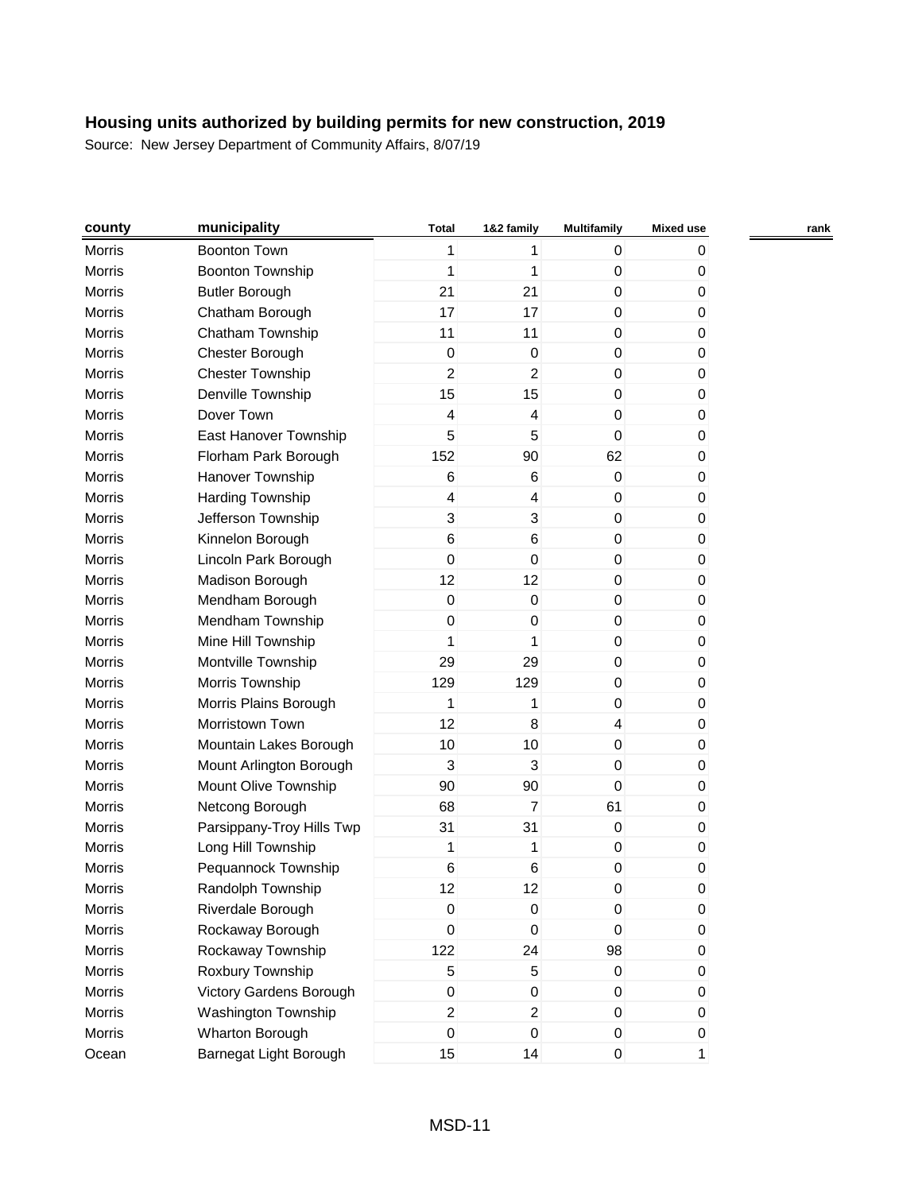## Housing units authorized by building permits for new construction, 2019

Source: New Jersey Department of Community Affairs, 8/07/19

| county | municipality | Total | 1&2 family | Multifamily | Mixed use | rank |
|---|---|---|---|---|---|---|
| Morris | Boonton Town | 1 | 1 | 0 | 0 | |
| Morris | Boonton Township | 1 | 1 | 0 | 0 | |
| Morris | Butler Borough | 21 | 21 | 0 | 0 | |
| Morris | Chatham Borough | 17 | 17 | 0 | 0 | |
| Morris | Chatham Township | 11 | 11 | 0 | 0 | |
| Morris | Chester Borough | 0 | 0 | 0 | 0 | |
| Morris | Chester Township | 2 | 2 | 0 | 0 | |
| Morris | Denville Township | 15 | 15 | 0 | 0 | |
| Morris | Dover Town | 4 | 4 | 0 | 0 | |
| Morris | East Hanover Township | 5 | 5 | 0 | 0 | |
| Morris | Florham Park Borough | 152 | 90 | 62 | 0 | |
| Morris | Hanover Township | 6 | 6 | 0 | 0 | |
| Morris | Harding Township | 4 | 4 | 0 | 0 | |
| Morris | Jefferson Township | 3 | 3 | 0 | 0 | |
| Morris | Kinnelon Borough | 6 | 6 | 0 | 0 | |
| Morris | Lincoln Park Borough | 0 | 0 | 0 | 0 | |
| Morris | Madison Borough | 12 | 12 | 0 | 0 | |
| Morris | Mendham Borough | 0 | 0 | 0 | 0 | |
| Morris | Mendham Township | 0 | 0 | 0 | 0 | |
| Morris | Mine Hill Township | 1 | 1 | 0 | 0 | |
| Morris | Montville Township | 29 | 29 | 0 | 0 | |
| Morris | Morris Township | 129 | 129 | 0 | 0 | |
| Morris | Morris Plains Borough | 1 | 1 | 0 | 0 | |
| Morris | Morristown Town | 12 | 8 | 4 | 0 | |
| Morris | Mountain Lakes Borough | 10 | 10 | 0 | 0 | |
| Morris | Mount Arlington Borough | 3 | 3 | 0 | 0 | |
| Morris | Mount Olive Township | 90 | 90 | 0 | 0 | |
| Morris | Netcong Borough | 68 | 7 | 61 | 0 | |
| Morris | Parsippany-Troy Hills Twp | 31 | 31 | 0 | 0 | |
| Morris | Long Hill Township | 1 | 1 | 0 | 0 | |
| Morris | Pequannock Township | 6 | 6 | 0 | 0 | |
| Morris | Randolph Township | 12 | 12 | 0 | 0 | |
| Morris | Riverdale Borough | 0 | 0 | 0 | 0 | |
| Morris | Rockaway Borough | 0 | 0 | 0 | 0 | |
| Morris | Rockaway Township | 122 | 24 | 98 | 0 | |
| Morris | Roxbury Township | 5 | 5 | 0 | 0 | |
| Morris | Victory Gardens Borough | 0 | 0 | 0 | 0 | |
| Morris | Washington Township | 2 | 2 | 0 | 0 | |
| Morris | Wharton Borough | 0 | 0 | 0 | 0 | |
| Ocean | Barnegat Light Borough | 15 | 14 | 0 | 1 | |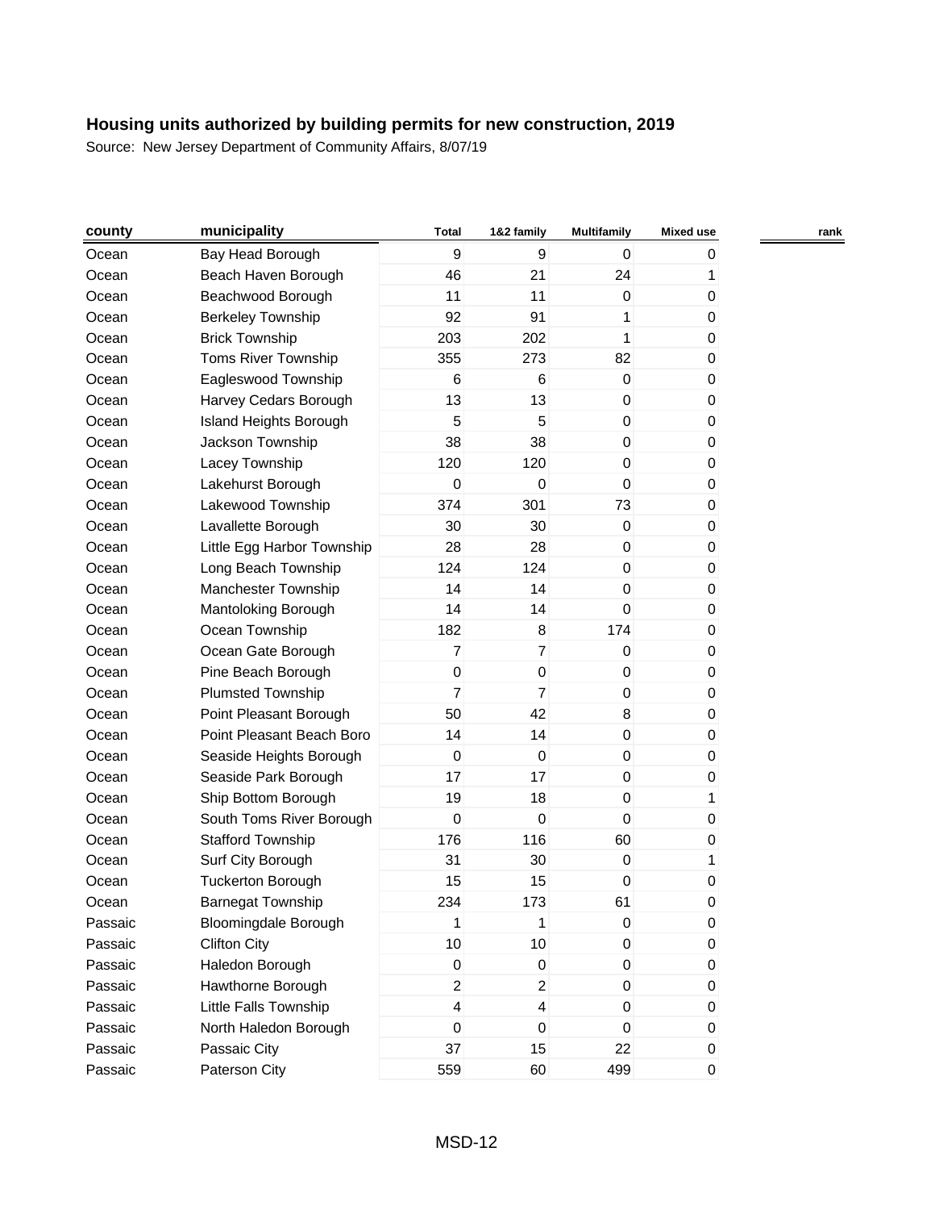## Housing units authorized by building permits for new construction, 2019

Source: New Jersey Department of Community Affairs, 8/07/19

| county | municipality | Total | 1&2 family | Multifamily | Mixed use | rank |
|---|---|---|---|---|---|---|
| Ocean | Bay Head Borough | 9 | 9 | 0 | 0 | |
| Ocean | Beach Haven Borough | 46 | 21 | 24 | 1 | |
| Ocean | Beachwood Borough | 11 | 11 | 0 | 0 | |
| Ocean | Berkeley Township | 92 | 91 | 1 | 0 | |
| Ocean | Brick Township | 203 | 202 | 1 | 0 | |
| Ocean | Toms River Township | 355 | 273 | 82 | 0 | |
| Ocean | Eagleswood Township | 6 | 6 | 0 | 0 | |
| Ocean | Harvey Cedars Borough | 13 | 13 | 0 | 0 | |
| Ocean | Island Heights Borough | 5 | 5 | 0 | 0 | |
| Ocean | Jackson Township | 38 | 38 | 0 | 0 | |
| Ocean | Lacey Township | 120 | 120 | 0 | 0 | |
| Ocean | Lakehurst Borough | 0 | 0 | 0 | 0 | |
| Ocean | Lakewood Township | 374 | 301 | 73 | 0 | |
| Ocean | Lavallette Borough | 30 | 30 | 0 | 0 | |
| Ocean | Little Egg Harbor Township | 28 | 28 | 0 | 0 | |
| Ocean | Long Beach Township | 124 | 124 | 0 | 0 | |
| Ocean | Manchester Township | 14 | 14 | 0 | 0 | |
| Ocean | Mantoloking Borough | 14 | 14 | 0 | 0 | |
| Ocean | Ocean Township | 182 | 8 | 174 | 0 | |
| Ocean | Ocean Gate Borough | 7 | 7 | 0 | 0 | |
| Ocean | Pine Beach Borough | 0 | 0 | 0 | 0 | |
| Ocean | Plumsted Township | 7 | 7 | 0 | 0 | |
| Ocean | Point Pleasant Borough | 50 | 42 | 8 | 0 | |
| Ocean | Point Pleasant Beach Boro | 14 | 14 | 0 | 0 | |
| Ocean | Seaside Heights Borough | 0 | 0 | 0 | 0 | |
| Ocean | Seaside Park Borough | 17 | 17 | 0 | 0 | |
| Ocean | Ship Bottom Borough | 19 | 18 | 0 | 1 | |
| Ocean | South Toms River Borough | 0 | 0 | 0 | 0 | |
| Ocean | Stafford Township | 176 | 116 | 60 | 0 | |
| Ocean | Surf City Borough | 31 | 30 | 0 | 1 | |
| Ocean | Tuckerton Borough | 15 | 15 | 0 | 0 | |
| Ocean | Barnegat Township | 234 | 173 | 61 | 0 | |
| Passaic | Bloomingdale Borough | 1 | 1 | 0 | 0 | |
| Passaic | Clifton City | 10 | 10 | 0 | 0 | |
| Passaic | Haledon Borough | 0 | 0 | 0 | 0 | |
| Passaic | Hawthorne Borough | 2 | 2 | 0 | 0 | |
| Passaic | Little Falls Township | 4 | 4 | 0 | 0 | |
| Passaic | North Haledon Borough | 0 | 0 | 0 | 0 | |
| Passaic | Passaic City | 37 | 15 | 22 | 0 | |
| Passaic | Paterson City | 559 | 60 | 499 | 0 | |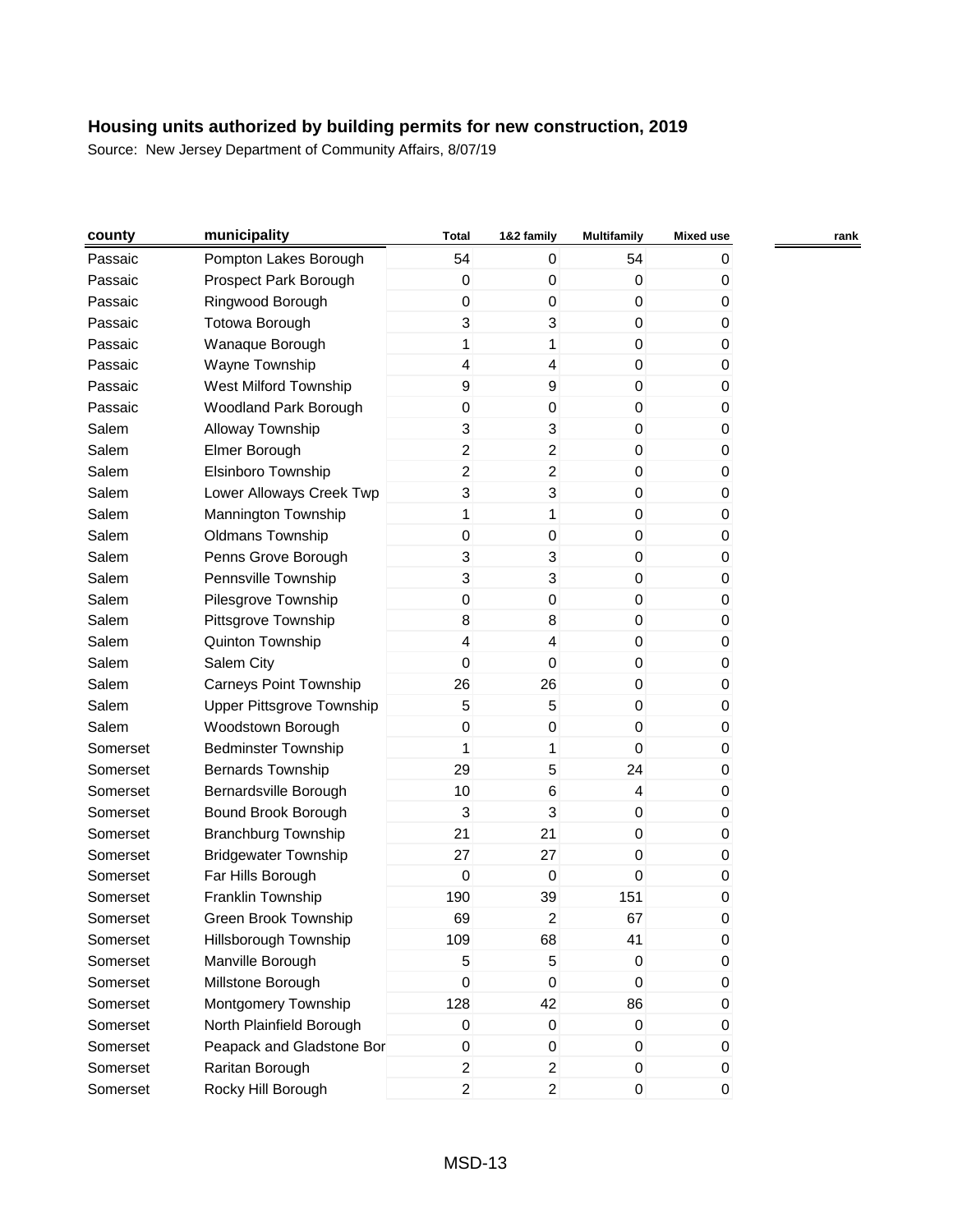# Housing units authorized by building permits for new construction, 2019

Source: New Jersey Department of Community Affairs, 8/07/19

| county | municipality | Total | 1&2 family | Multifamily | Mixed use | rank |
|---|---|---|---|---|---|---|
| Passaic | Pompton Lakes Borough | 54 | 0 | 54 | 0 | |
| Passaic | Prospect Park Borough | 0 | 0 | 0 | 0 | |
| Passaic | Ringwood Borough | 0 | 0 | 0 | 0 | |
| Passaic | Totowa Borough | 3 | 3 | 0 | 0 | |
| Passaic | Wanaque Borough | 1 | 1 | 0 | 0 | |
| Passaic | Wayne Township | 4 | 4 | 0 | 0 | |
| Passaic | West Milford Township | 9 | 9 | 0 | 0 | |
| Passaic | Woodland Park Borough | 0 | 0 | 0 | 0 | |
| Salem | Alloway Township | 3 | 3 | 0 | 0 | |
| Salem | Elmer Borough | 2 | 2 | 0 | 0 | |
| Salem | Elsinboro Township | 2 | 2 | 0 | 0 | |
| Salem | Lower Alloways Creek Twp | 3 | 3 | 0 | 0 | |
| Salem | Mannington Township | 1 | 1 | 0 | 0 | |
| Salem | Oldmans Township | 0 | 0 | 0 | 0 | |
| Salem | Penns Grove Borough | 3 | 3 | 0 | 0 | |
| Salem | Pennsville Township | 3 | 3 | 0 | 0 | |
| Salem | Pilesgrove Township | 0 | 0 | 0 | 0 | |
| Salem | Pittsgrove Township | 8 | 8 | 0 | 0 | |
| Salem | Quinton Township | 4 | 4 | 0 | 0 | |
| Salem | Salem City | 0 | 0 | 0 | 0 | |
| Salem | Carneys Point Township | 26 | 26 | 0 | 0 | |
| Salem | Upper Pittsgrove Township | 5 | 5 | 0 | 0 | |
| Salem | Woodstown Borough | 0 | 0 | 0 | 0 | |
| Somerset | Bedminster Township | 1 | 1 | 0 | 0 | |
| Somerset | Bernards Township | 29 | 5 | 24 | 0 | |
| Somerset | Bernardsville Borough | 10 | 6 | 4 | 0 | |
| Somerset | Bound Brook Borough | 3 | 3 | 0 | 0 | |
| Somerset | Branchburg Township | 21 | 21 | 0 | 0 | |
| Somerset | Bridgewater Township | 27 | 27 | 0 | 0 | |
| Somerset | Far Hills Borough | 0 | 0 | 0 | 0 | |
| Somerset | Franklin Township | 190 | 39 | 151 | 0 | |
| Somerset | Green Brook Township | 69 | 2 | 67 | 0 | |
| Somerset | Hillsborough Township | 109 | 68 | 41 | 0 | |
| Somerset | Manville Borough | 5 | 5 | 0 | 0 | |
| Somerset | Millstone Borough | 0 | 0 | 0 | 0 | |
| Somerset | Montgomery Township | 128 | 42 | 86 | 0 | |
| Somerset | North Plainfield Borough | 0 | 0 | 0 | 0 | |
| Somerset | Peapack and Gladstone Bor | 0 | 0 | 0 | 0 | |
| Somerset | Raritan Borough | 2 | 2 | 0 | 0 | |
| Somerset | Rocky Hill Borough | 2 | 2 | 0 | 0 | |

MSD-13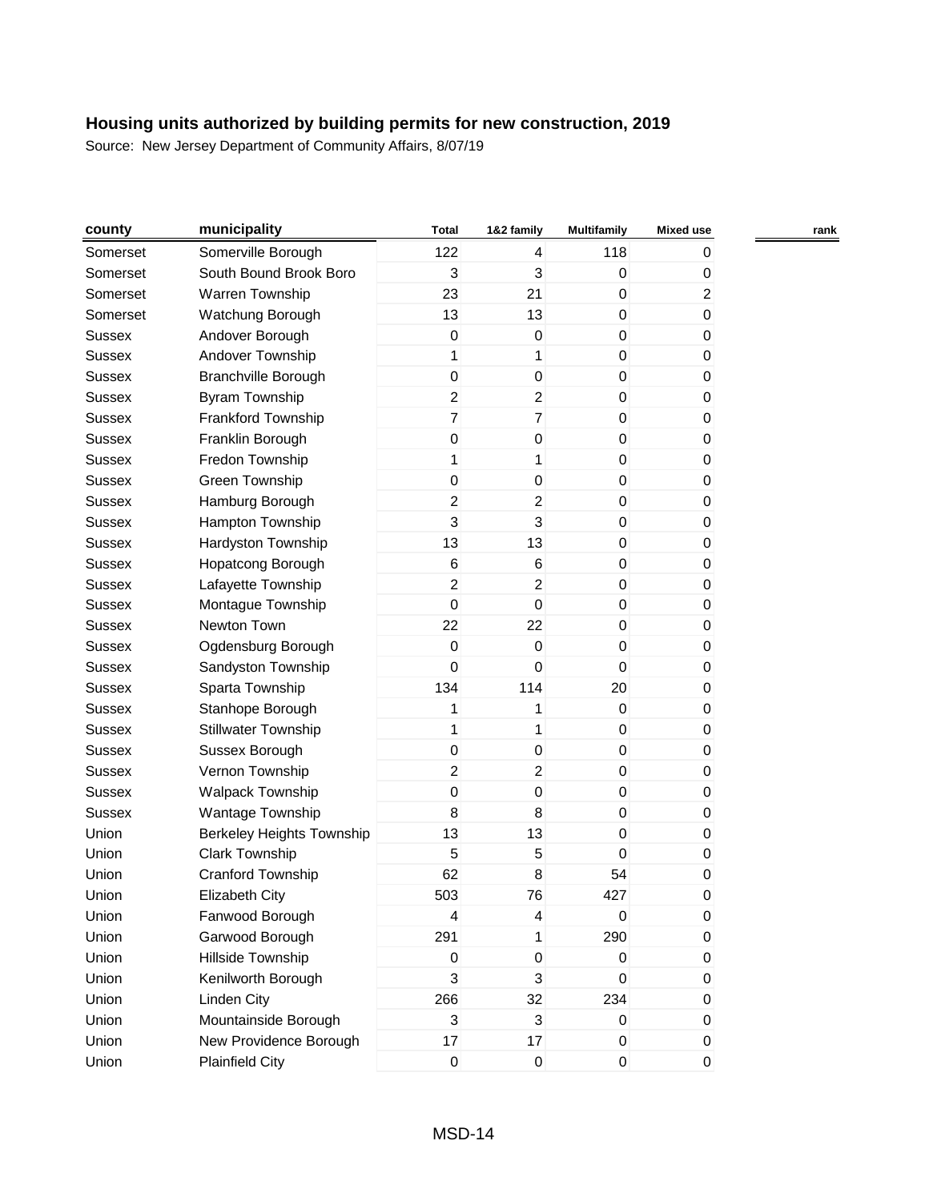# Housing units authorized by building permits for new construction, 2019

Source: New Jersey Department of Community Affairs, 8/07/19

| county | municipality | Total | 1&2 family | Multifamily | Mixed use | rank |
|---|---|---|---|---|---|---|
| Somerset | Somerville Borough | 122 | 4 | 118 | 0 | |
| Somerset | South Bound Brook Boro | 3 | 3 | 0 | 0 | |
| Somerset | Warren Township | 23 | 21 | 0 | 2 | |
| Somerset | Watchung Borough | 13 | 13 | 0 | 0 | |
| Sussex | Andover Borough | 0 | 0 | 0 | 0 | |
| Sussex | Andover Township | 1 | 1 | 0 | 0 | |
| Sussex | Branchville Borough | 0 | 0 | 0 | 0 | |
| Sussex | Byram Township | 2 | 2 | 0 | 0 | |
| Sussex | Frankford Township | 7 | 7 | 0 | 0 | |
| Sussex | Franklin Borough | 0 | 0 | 0 | 0 | |
| Sussex | Fredon Township | 1 | 1 | 0 | 0 | |
| Sussex | Green Township | 0 | 0 | 0 | 0 | |
| Sussex | Hamburg Borough | 2 | 2 | 0 | 0 | |
| Sussex | Hampton Township | 3 | 3 | 0 | 0 | |
| Sussex | Hardyston Township | 13 | 13 | 0 | 0 | |
| Sussex | Hopatcong Borough | 6 | 6 | 0 | 0 | |
| Sussex | Lafayette Township | 2 | 2 | 0 | 0 | |
| Sussex | Montague Township | 0 | 0 | 0 | 0 | |
| Sussex | Newton Town | 22 | 22 | 0 | 0 | |
| Sussex | Ogdensburg Borough | 0 | 0 | 0 | 0 | |
| Sussex | Sandyston Township | 0 | 0 | 0 | 0 | |
| Sussex | Sparta Township | 134 | 114 | 20 | 0 | |
| Sussex | Stanhope Borough | 1 | 1 | 0 | 0 | |
| Sussex | Stillwater Township | 1 | 1 | 0 | 0 | |
| Sussex | Sussex Borough | 0 | 0 | 0 | 0 | |
| Sussex | Vernon Township | 2 | 2 | 0 | 0 | |
| Sussex | Walpack Township | 0 | 0 | 0 | 0 | |
| Sussex | Wantage Township | 8 | 8 | 0 | 0 | |
| Union | Berkeley Heights Township | 13 | 13 | 0 | 0 | |
| Union | Clark Township | 5 | 5 | 0 | 0 | |
| Union | Cranford Township | 62 | 8 | 54 | 0 | |
| Union | Elizabeth City | 503 | 76 | 427 | 0 | |
| Union | Fanwood Borough | 4 | 4 | 0 | 0 | |
| Union | Garwood Borough | 291 | 1 | 290 | 0 | |
| Union | Hillside Township | 0 | 0 | 0 | 0 | |
| Union | Kenilworth Borough | 3 | 3 | 0 | 0 | |
| Union | Linden City | 266 | 32 | 234 | 0 | |
| Union | Mountainside Borough | 3 | 3 | 0 | 0 | |
| Union | New Providence Borough | 17 | 17 | 0 | 0 | |
| Union | Plainfield City | 0 | 0 | 0 | 0 | |

MSD-14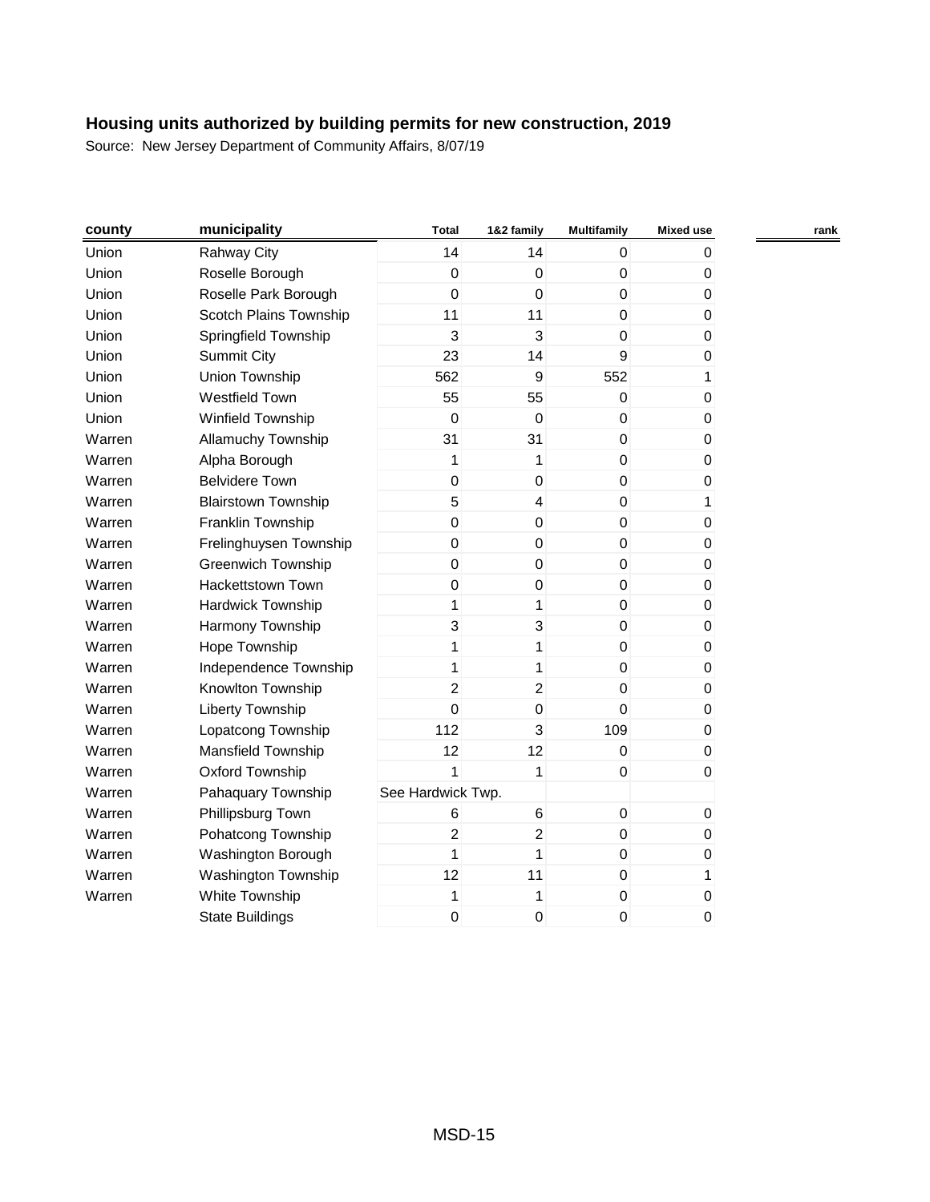# Housing units authorized by building permits for new construction, 2019

Source: New Jersey Department of Community Affairs, 8/07/19

| county | municipality | Total | 1&2 family | Multifamily | Mixed use | rank |
|---|---|---|---|---|---|---|
| Union | Rahway City | 14 | 14 | 0 | 0 | |
| Union | Roselle Borough | 0 | 0 | 0 | 0 | |
| Union | Roselle Park Borough | 0 | 0 | 0 | 0 | |
| Union | Scotch Plains Township | 11 | 11 | 0 | 0 | |
| Union | Springfield Township | 3 | 3 | 0 | 0 | |
| Union | Summit City | 23 | 14 | 9 | 0 | |
| Union | Union Township | 562 | 9 | 552 | 1 | |
| Union | Westfield Town | 55 | 55 | 0 | 0 | |
| Union | Winfield Township | 0 | 0 | 0 | 0 | |
| Warren | Allamuchy Township | 31 | 31 | 0 | 0 | |
| Warren | Alpha Borough | 1 | 1 | 0 | 0 | |
| Warren | Belvidere Town | 0 | 0 | 0 | 0 | |
| Warren | Blairstown Township | 5 | 4 | 0 | 1 | |
| Warren | Franklin Township | 0 | 0 | 0 | 0 | |
| Warren | Frelinghuysen Township | 0 | 0 | 0 | 0 | |
| Warren | Greenwich Township | 0 | 0 | 0 | 0 | |
| Warren | Hackettstown Town | 0 | 0 | 0 | 0 | |
| Warren | Hardwick Township | 1 | 1 | 0 | 0 | |
| Warren | Harmony Township | 3 | 3 | 0 | 0 | |
| Warren | Hope Township | 1 | 1 | 0 | 0 | |
| Warren | Independence Township | 1 | 1 | 0 | 0 | |
| Warren | Knowlton Township | 2 | 2 | 0 | 0 | |
| Warren | Liberty Township | 0 | 0 | 0 | 0 | |
| Warren | Lopatcong Township | 112 | 3 | 109 | 0 | |
| Warren | Mansfield Township | 12 | 12 | 0 | 0 | |
| Warren | Oxford Township | 1 | 1 | 0 | 0 | |
| Warren | Pahaquary Township | See Hardwick Twp. | | | | |
| Warren | Phillipsburg Town | 6 | 6 | 0 | 0 | |
| Warren | Pohatcong Township | 2 | 2 | 0 | 0 | |
| Warren | Washington Borough | 1 | 1 | 0 | 0 | |
| Warren | Washington Township | 12 | 11 | 0 | 1 | |
| Warren | White Township | 1 | 1 | 0 | 0 | |
| | State Buildings | 0 | 0 | 0 | 0 | |